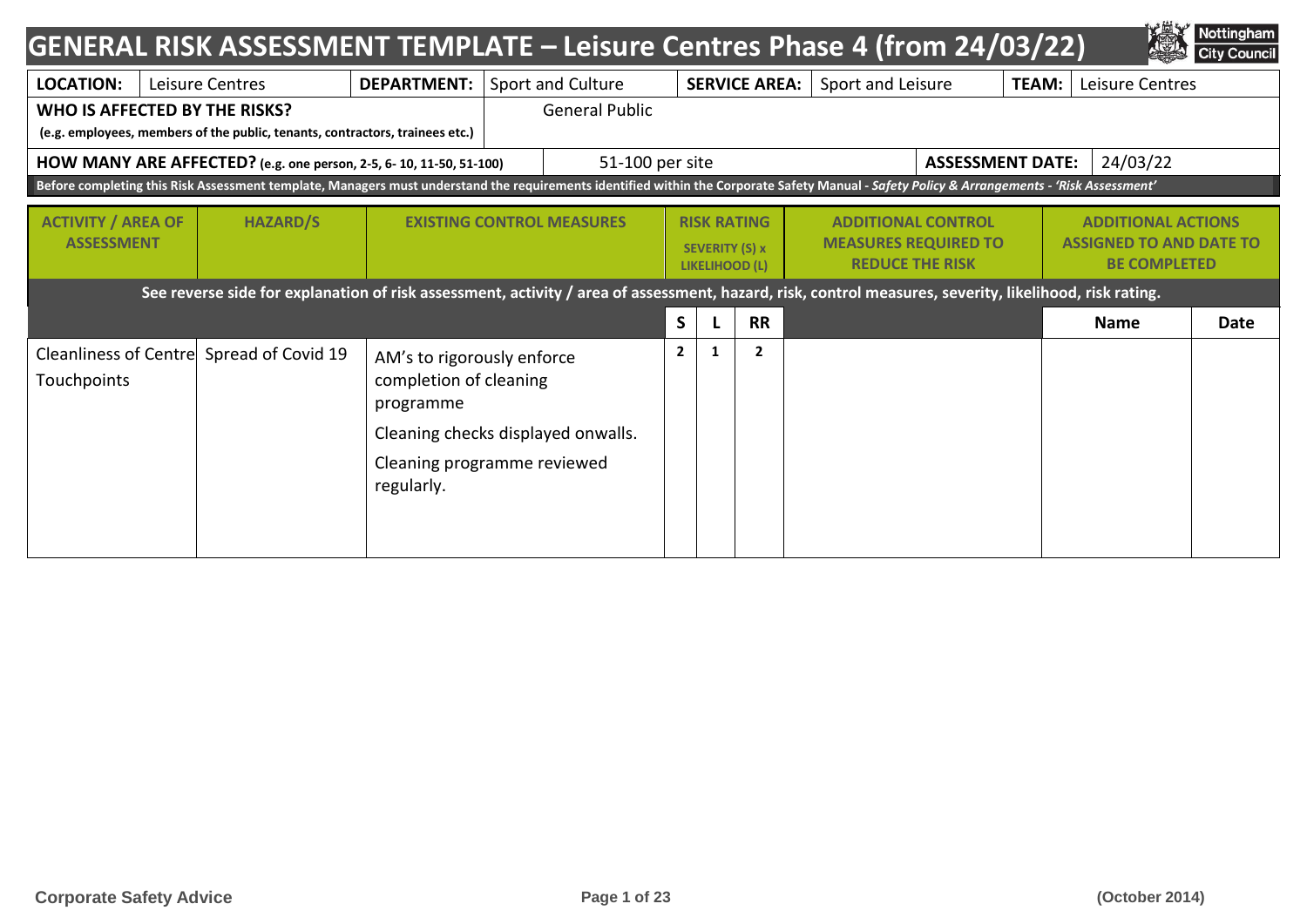# GENERAL RISK ASSESSMENT TEMPLATE – Leisure Centres Phase 4 (from 24/03/22)

| **LOCATION:** | Leisure Centres | **DEPARTMENT:** | Sport and Culture | **SERVICE AREA:** | Sport and Leisure | **TEAM:** | Leisure Centres |
|---|---|---|---|---|---|---|---|
| **WHO IS AFFECTED BY THE RISKS?** (e.g. employees, members of the public, tenants, contractors, trainees etc.) | | | General Public | | | | |
| **HOW MANY ARE AFFECTED?** (e.g. one person, 2-5, 6- 10, 11-50, 51-100) | | | 51-100 per site | | **ASSESSMENT DATE:** | | 24/03/22 |

**Before completing this Risk Assessment template, Managers must understand the requirements identified within the Corporate Safety Manual - *Safety Policy & Arrangements - 'Risk Assessment'***

| ACTIVITY / AREA OF ASSESSMENT | HAZARD/S | EXISTING CONTROL MEASURES | RISK RATING SEVERITY (S) x LIKELIHOOD (L) | | | ADDITIONAL CONTROL MEASURES REQUIRED TO REDUCE THE RISK | ADDITIONAL ACTIONS ASSIGNED TO AND DATE TO BE COMPLETED | |
|---|---|---|---|---|---|---|---|---|
| **See reverse side for explanation of risk assessment, activity / area of assessment, hazard, risk, control measures, severity, likelihood, risk rating.** | | | | | | | | |
| | | | **S** | **L** | **RR** | | **Name** | **Date** |
| Cleanliness of Centre Touchpoints | Spread of Covid 19 | AM's to rigorously enforce completion of cleaning programme<br>Cleaning checks displayed onwalls.<br>Cleaning programme reviewed regularly. | 2 | 1 | 2 | | | |

Corporate Safety Advice (October 2014)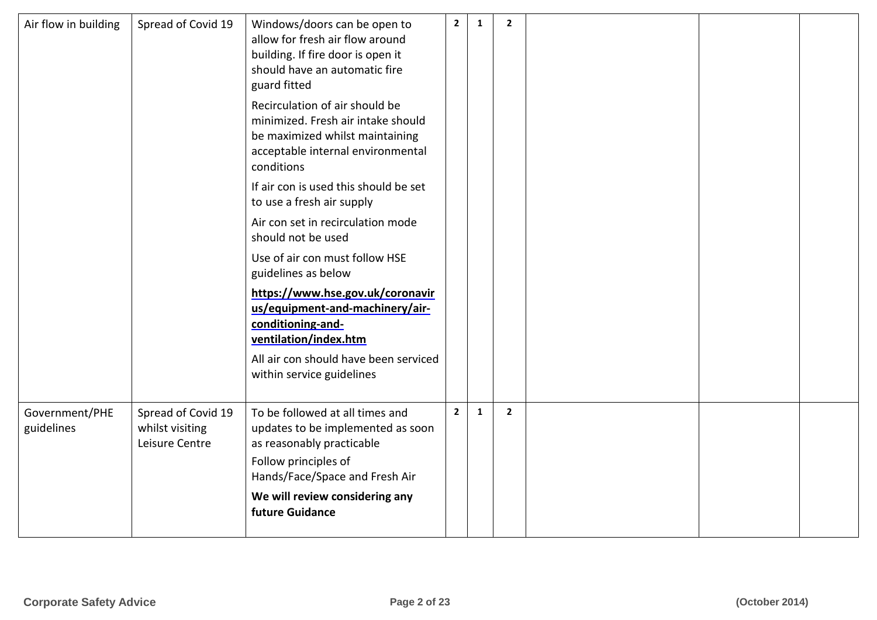| | | | | | | | | |
|---|---|---|---|---|---|---|---|---|
| Air flow in building | Spread of Covid 19 | Windows/doors can be open to allow for fresh air flow around building. If fire door is open it should have an automatic fire guard fitted<br><br>Recirculation of air should be minimized. Fresh air intake should be maximized whilst maintaining acceptable internal environmental conditions<br><br>If air con is used this should be set to use a fresh air supply<br><br>Air con set in recirculation mode should not be used<br><br>Use of air con must follow HSE guidelines as below<br><br>**https://www.hse.gov.uk/coronavirus/equipment-and-machinery/air-conditioning-and-ventilation/index.htm**<br><br>All air con should have been serviced within service guidelines | **2** | **1** | **2** | | | |
| Government/PHE guidelines | Spread of Covid 19 whilst visiting Leisure Centre | To be followed at all times and updates to be implemented as soon as reasonably practicable<br><br>Follow principles of Hands/Face/Space and Fresh Air<br><br>**We will review considering any future Guidance** | **2** | **1** | **2** | | | |

**Corporate Safety Advice** (October 2014)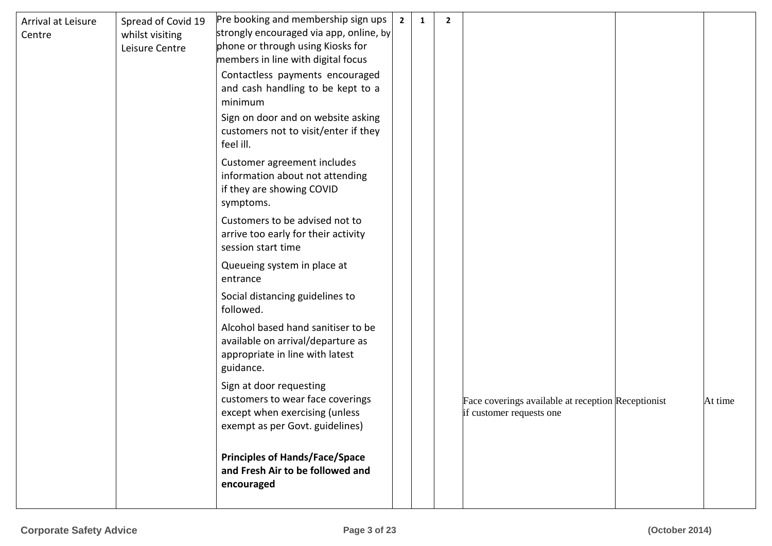| | | | | | | | | |
|---|---|---|---|---|---|---|---|---|
| Arrival at Leisure Centre | Spread of Covid 19 whilst visiting Leisure Centre | Pre booking and membership sign ups strongly encouraged via app, online, by phone or through using Kiosks for members in line with digital focus<br>Contactless payments encouraged and cash handling to be kept to a minimum<br>Sign on door and on website asking customers not to visit/enter if they feel ill.<br>Customer agreement includes information about not attending if they are showing COVID symptoms.<br>Customers to be advised not to arrive too early for their activity session start time<br>Queueing system in place at entrance<br>Social distancing guidelines to followed.<br>Alcohol based hand sanitiser to be available on arrival/departure as appropriate in line with latest guidance.<br>Sign at door requesting customers to wear face coverings except when exercising (unless exempt as per Govt. guidelines)<br>**Principles of Hands/Face/Space and Fresh Air to be followed and encouraged** | 2 | 1 | 2 | Face coverings available at reception if customer requests one | Receptionist | At time |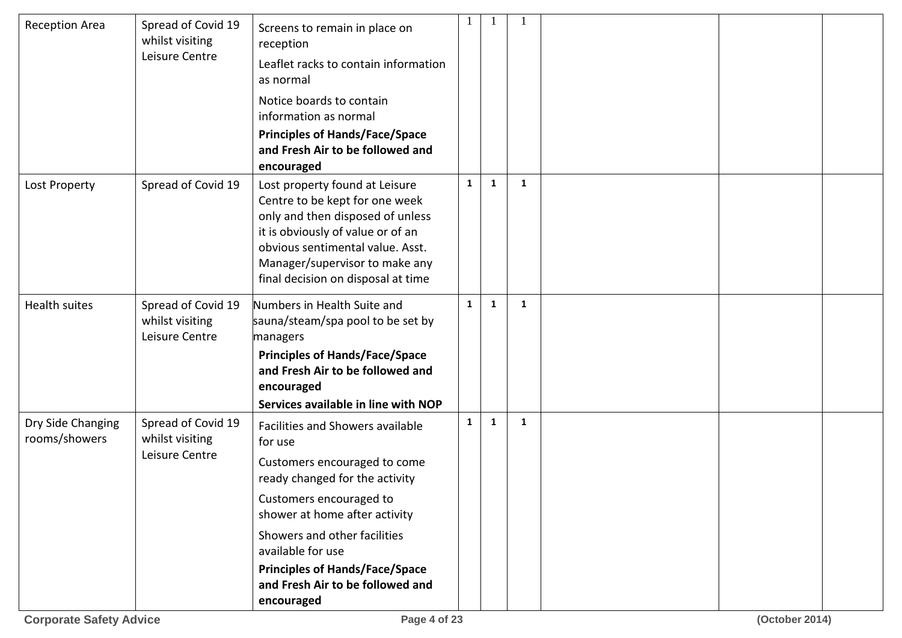| Reception Area | Spread of Covid 19 whilst visiting Leisure Centre | Screens to remain in place on reception<br>Leaflet racks to contain information as normal<br>Notice boards to contain information as normal<br>**Principles of Hands/Face/Space and Fresh Air to be followed and encouraged** | 1 | 1 | 1 | | | |
|---|---|---|---|---|---|---|---|---|
| Lost Property | Spread of Covid 19 | Lost property found at Leisure Centre to be kept for one week only and then disposed of unless it is obviously of value or of an obvious sentimental value. Asst. Manager/supervisor to make any final decision on disposal at time | 1 | 1 | 1 | | | |
| Health suites | Spread of Covid 19 whilst visiting Leisure Centre | Numbers in Health Suite and sauna/steam/spa pool to be set by managers<br>**Principles of Hands/Face/Space and Fresh Air to be followed and encouraged**<br>**Services available in line with NOP** | 1 | 1 | 1 | | | |
| Dry Side Changing rooms/showers | Spread of Covid 19 whilst visiting Leisure Centre | Facilities and Showers available for use<br>Customers encouraged to come ready changed for the activity<br>Customers encouraged to shower at home after activity<br>Showers and other facilities available for use<br>**Principles of Hands/Face/Space and Fresh Air to be followed and encouraged** | 1 | 1 | 1 | | | |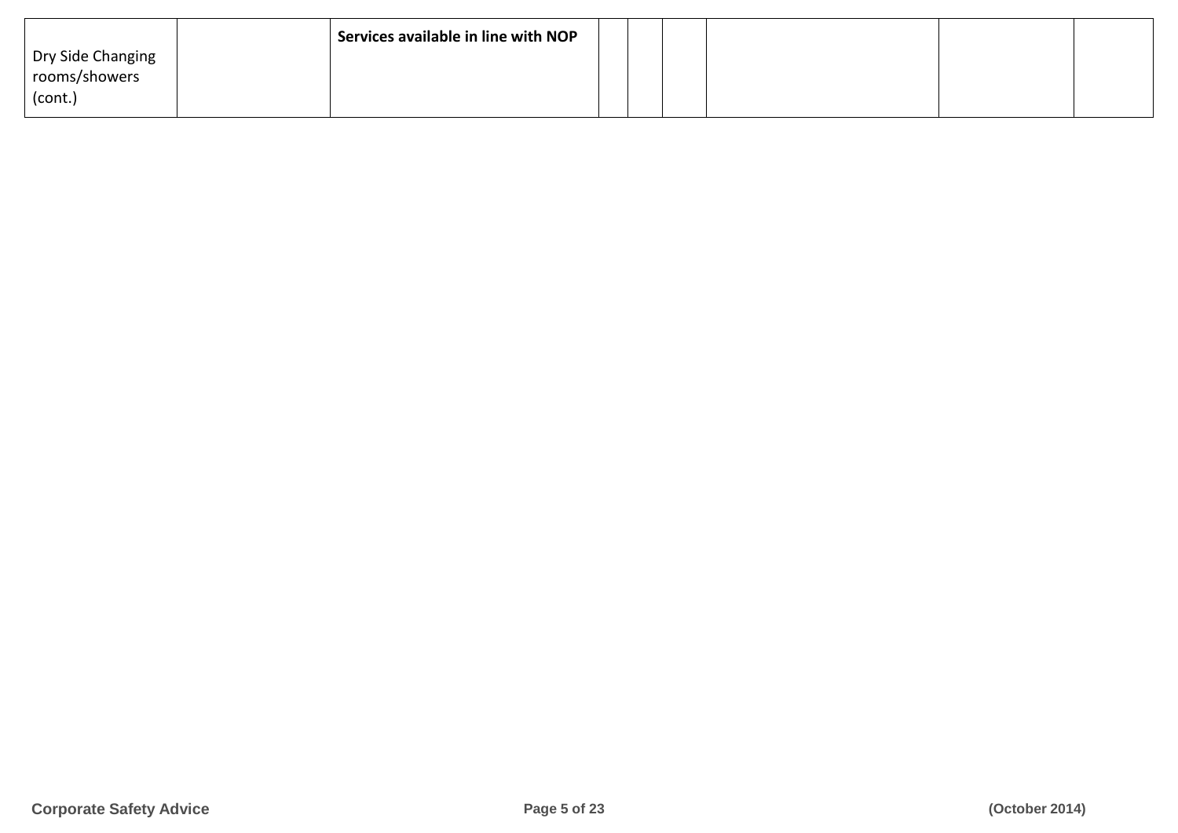| | | | | | | | | |
|---|---|---|---|---|---|---|---|---|
| Dry Side Changing rooms/showers (cont.) | | **Services available in line with NOP** | | | | | | |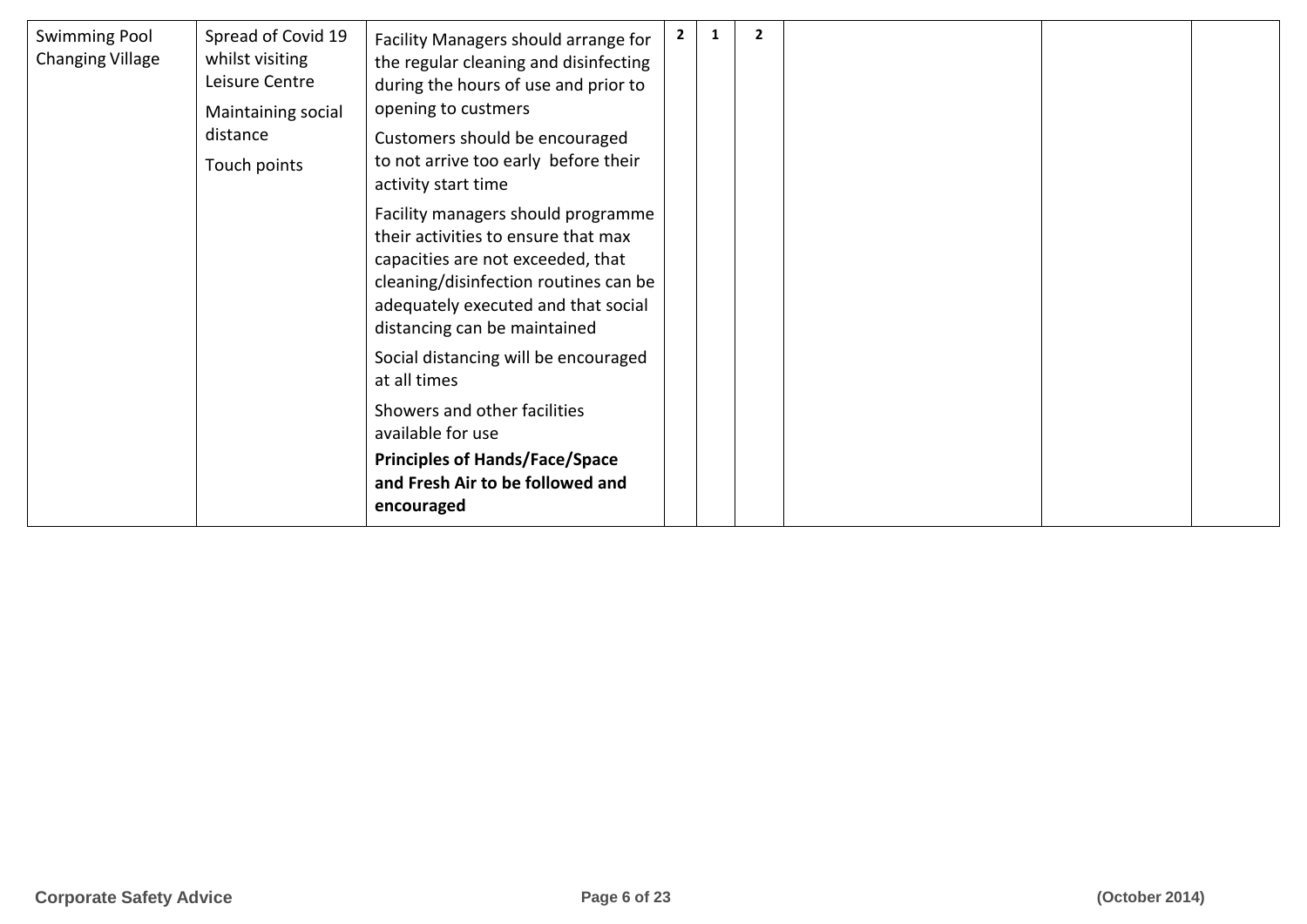| | | | | | | | | |
|---|---|---|---|---|---|---|---|---|
| Swimming Pool Changing Village | Spread of Covid 19 whilst visiting Leisure Centre<br>Maintaining social distance<br>Touch points | Facility Managers should arrange for the regular cleaning and disinfecting during the hours of use and prior to opening to custmers<br>Customers should be encouraged to not arrive too early before their activity start time<br>Facility managers should programme their activities to ensure that max capacities are not exceeded, that cleaning/disinfection routines can be adequately executed and that social distancing can be maintained<br>Social distancing will be encouraged at all times<br>Showers and other facilities available for use<br>**Principles of Hands/Face/Space and Fresh Air to be followed and encouraged** | 2 | 1 | 2 | | | |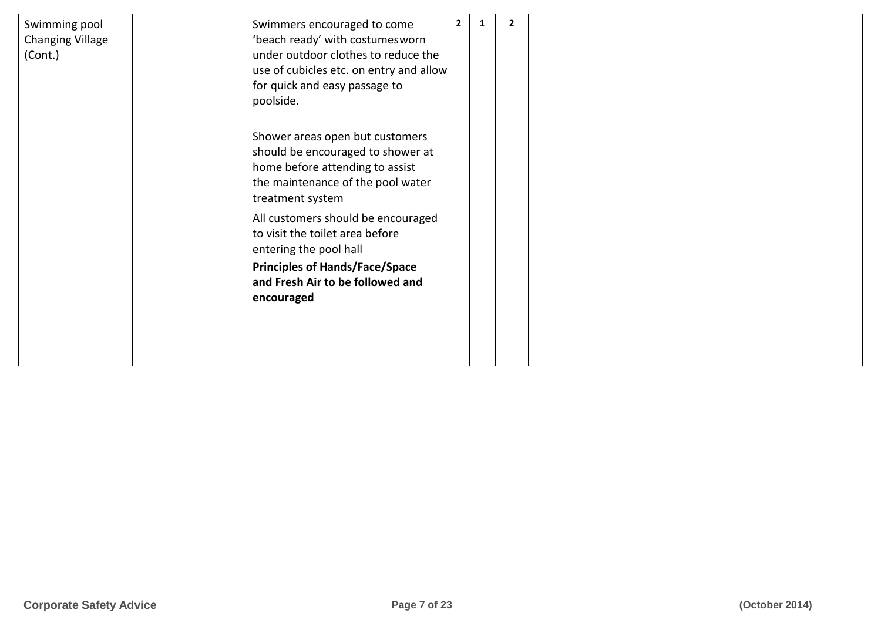| | | | | | | | | |
|---|---|---|---|---|---|---|---|---|
| Swimming pool Changing Village (Cont.) | | Swimmers encouraged to come 'beach ready' with costumesworn under outdoor clothes to reduce the use of cubicles etc. on entry and allow for quick and easy passage to poolside.<br><br>Shower areas open but customers should be encouraged to shower at home before attending to assist the maintenance of the pool water treatment system<br><br>All customers should be encouraged to visit the toilet area before entering the pool hall<br><br>**Principles of Hands/Face/Space and Fresh Air to be followed and encouraged** | **2** | **1** | **2** | | | |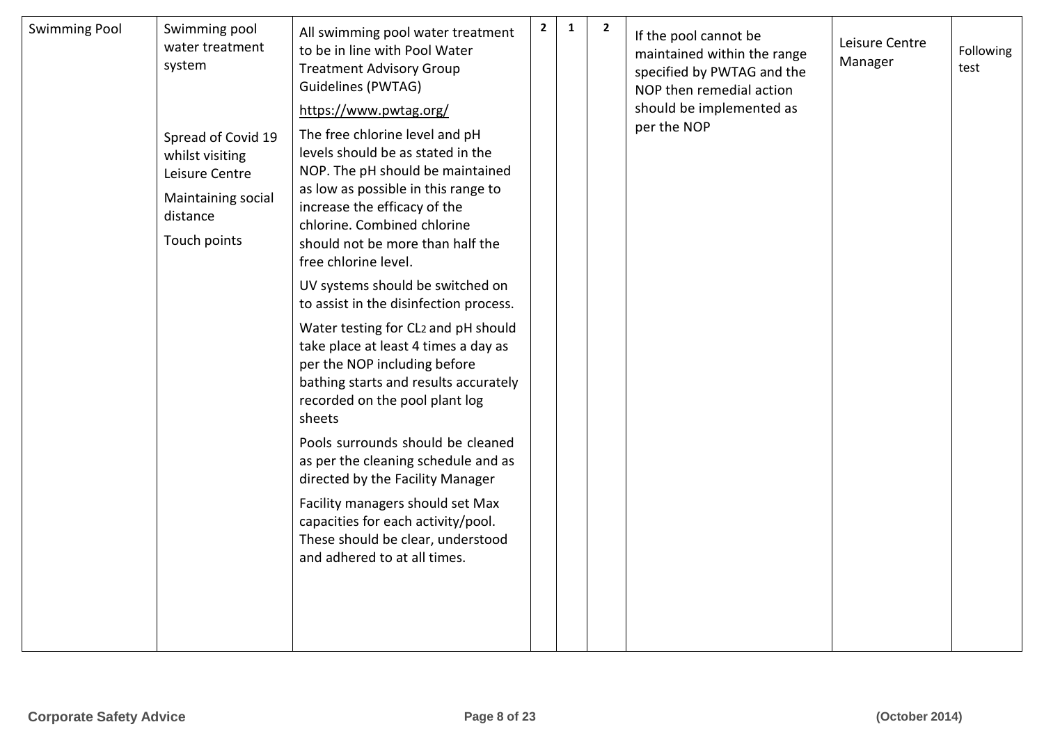| Swimming Pool | Swimming pool water treatment system<br><br>Spread of Covid 19 whilst visiting Leisure Centre<br><br>Maintaining social distance<br><br>Touch points | All swimming pool water treatment to be in line with Pool Water Treatment Advisory Group Guidelines (PWTAG)<br><br>https://www.pwtag.org/<br><br>The free chlorine level and pH levels should be as stated in the NOP. The pH should be maintained as low as possible in this range to increase the efficacy of the chlorine. Combined chlorine should not be more than half the free chlorine level.<br><br>UV systems should be switched on to assist in the disinfection process.<br><br>Water testing for $CL_2$ and pH should take place at least 4 times a day as per the NOP including before bathing starts and results accurately recorded on the pool plant log sheets<br><br>Pools surrounds should be cleaned as per the cleaning schedule and as directed by the Facility Manager<br><br>Facility managers should set Max capacities for each activity/pool. These should be clear, understood and adhered to at all times. | 2 | 1 | 2 | If the pool cannot be maintained within the range specified by PWTAG and the NOP then remedial action should be implemented as per the NOP | Leisure Centre Manager | Following test |
|---|---|---|---|---|---|---|---|---|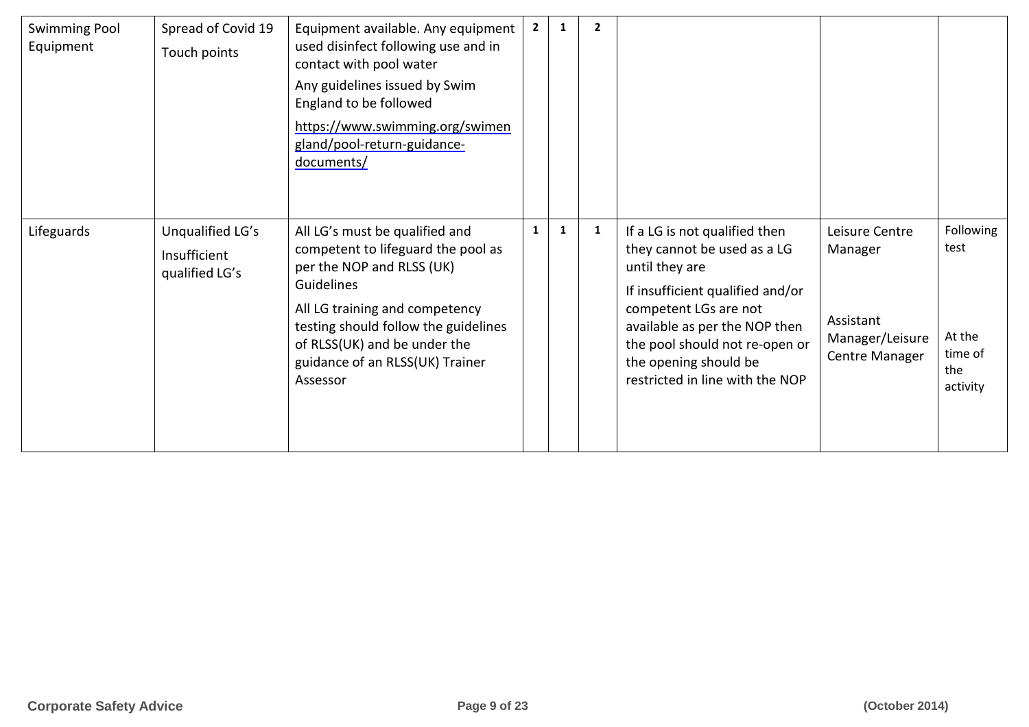| | | | | | | | | |
|---|---|---|---|---|---|---|---|---|
| Swimming Pool Equipment | Spread of Covid 19<br>Touch points | Equipment available. Any equipment used disinfect following use and in contact with pool water<br>Any guidelines issued by Swim England to be followed<br>https://www.swimming.org/swimengland/pool-return-guidance-documents/ | 2 | 1 | 2 | | | |
| Lifeguards | Unqualified LG's<br>Insufficient qualified LG's | All LG's must be qualified and competent to lifeguard the pool as per the NOP and RLSS (UK) Guidelines<br>All LG training and competency testing should follow the guidelines of RLSS(UK) and be under the guidance of an RLSS(UK) Trainer Assessor | 1 | 1 | 1 | If a LG is not qualified then they cannot be used as a LG until they are<br>If insufficient qualified and/or competent LGs are not available as per the NOP then the pool should not re-open or the opening should be restricted in line with the NOP | Leisure Centre Manager<br><br>Assistant Manager/Leisure Centre Manager | Following test<br><br>At the time of the activity |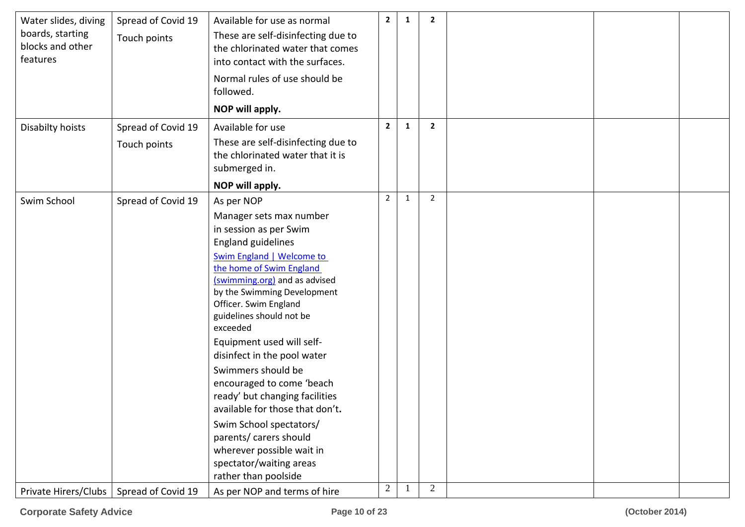| Water slides, diving boards, starting blocks and other features | Spread of Covid 19<br>Touch points | Available for use as normal<br>These are self-disinfecting due to the chlorinated water that comes into contact with the surfaces.<br>Normal rules of use should be followed.<br>**NOP will apply.** | **2** | **1** | **2** | | | |
|---|---|---|---|---|---|---|---|---|
| Disabilty hoists | Spread of Covid 19<br>Touch points | Available for use<br>These are self-disinfecting due to the chlorinated water that it is submerged in.<br>**NOP will apply.** | **2** | **1** | **2** | | | |
| Swim School | Spread of Covid 19 | As per NOP<br>Manager sets max number in session as per Swim England guidelines [Swim England \| Welcome to the home of Swim England (swimming.org)](https://www.swimming.org) and as advised by the Swimming Development Officer. Swim England guidelines should not be exceeded<br>Equipment used will self-disinfect in the pool water<br>Swimmers should be encouraged to come 'beach ready' but changing facilities available for those that don't.<br>Swim School spectators/ parents/ carers should wherever possible wait in spectator/waiting areas rather than poolside | 2 | 1 | 2 | | | |
| Private Hirers/Clubs | Spread of Covid 19 | As per NOP and terms of hire | 2 | 1 | 2 | | | |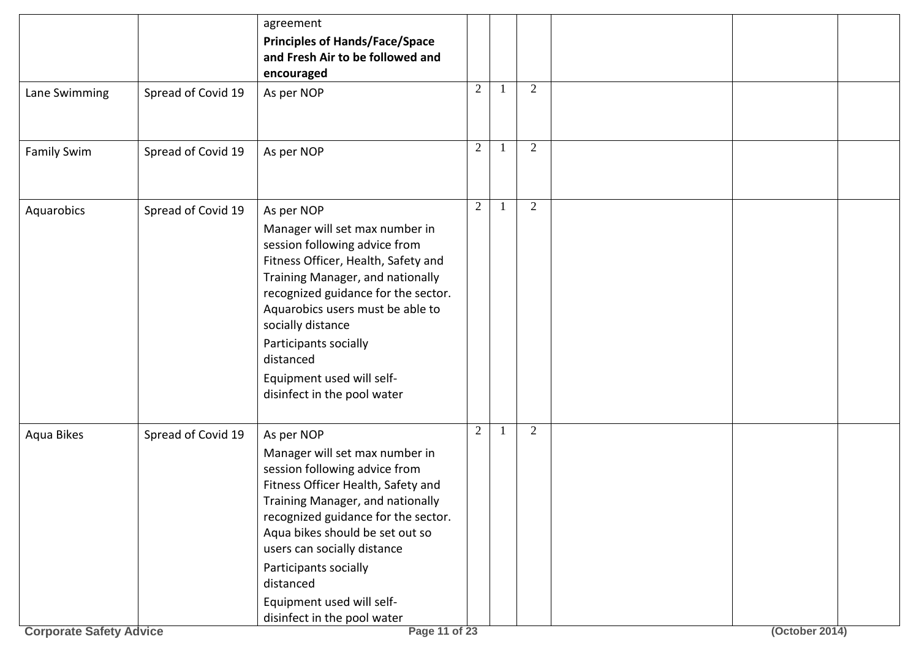| | | | | | | | | |
|---|---|---|---|---|---|---|---|---|
| | | agreement<br>**Principles of Hands/Face/Space and Fresh Air to be followed and encouraged** | | | | | | |
| Lane Swimming | Spread of Covid 19 | As per NOP | 2 | 1 | 2 | | | |
| Family Swim | Spread of Covid 19 | As per NOP | 2 | 1 | 2 | | | |
| Aquarobics | Spread of Covid 19 | As per NOP<br>Manager will set max number in session following advice from Fitness Officer, Health, Safety and Training Manager, and nationally recognized guidance for the sector. Aquarobics users must be able to socially distance<br>Participants socially distanced<br>Equipment used will self-disinfect in the pool water | 2 | 1 | 2 | | | |
| Aqua Bikes | Spread of Covid 19 | As per NOP<br>Manager will set max number in session following advice from Fitness Officer Health, Safety and Training Manager, and nationally recognized guidance for the sector. Aqua bikes should be set out so users can socially distance<br>Participants socially distanced<br>Equipment used will self-disinfect in the pool water | 2 | 1 | 2 | | | |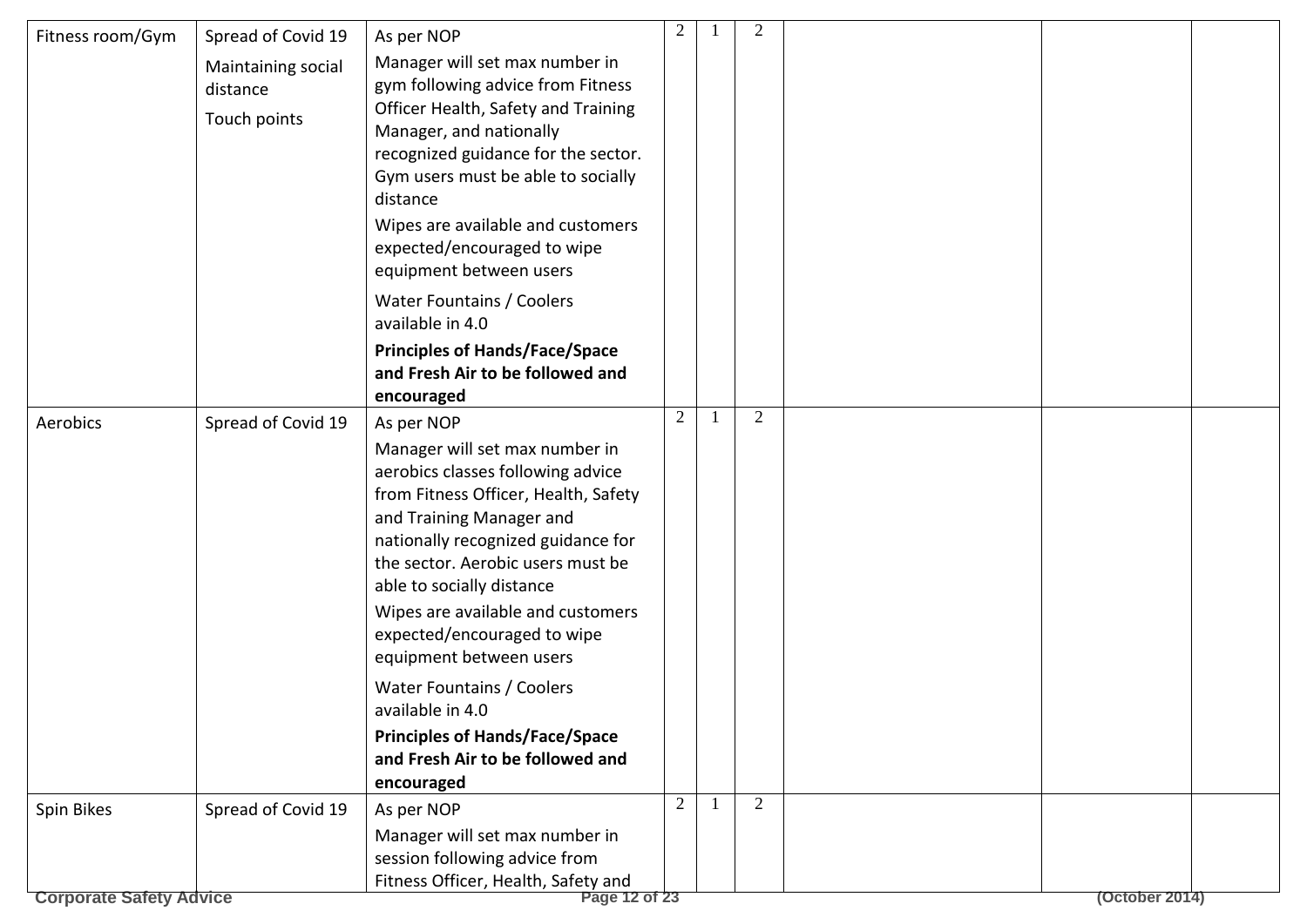| | | | | | | | | |
|---|---|---|---|---|---|---|---|---|
| Fitness room/Gym | Spread of Covid 19<br>Maintaining social distance<br>Touch points | As per NOP<br>Manager will set max number in gym following advice from Fitness Officer Health, Safety and Training Manager, and nationally recognized guidance for the sector. Gym users must be able to socially distance<br>Wipes are available and customers expected/encouraged to wipe equipment between users<br>Water Fountains / Coolers available in 4.0<br>**Principles of Hands/Face/Space and Fresh Air to be followed and encouraged** | 2 | 1 | 2 | | | |
| Aerobics | Spread of Covid 19 | As per NOP<br>Manager will set max number in aerobics classes following advice from Fitness Officer, Health, Safety and Training Manager and nationally recognized guidance for the sector. Aerobic users must be able to socially distance<br>Wipes are available and customers expected/encouraged to wipe equipment between users<br>Water Fountains / Coolers available in 4.0<br>**Principles of Hands/Face/Space and Fresh Air to be followed and encouraged** | 2 | 1 | 2 | | | |
| Spin Bikes | Spread of Covid 19 | As per NOP<br>Manager will set max number in session following advice from Fitness Officer, Health, Safety and | 2 | 1 | 2 | | | |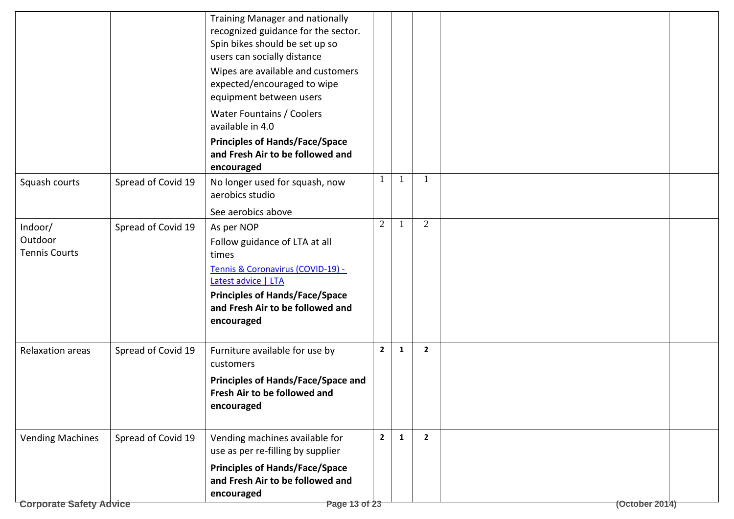| | | | | | | | | |
|---|---|---|---|---|---|---|---|---|
| | | Training Manager and nationally recognized guidance for the sector. Spin bikes should be set up so users can socially distance<br>Wipes are available and customers expected/encouraged to wipe equipment between users<br>Water Fountains / Coolers available in 4.0<br>**Principles of Hands/Face/Space and Fresh Air to be followed and encouraged** | | | | | | |
| Squash courts | Spread of Covid 19 | No longer used for squash, now aerobics studio<br>See aerobics above | 1 | 1 | 1 | | | |
| Indoor/ Outdoor Tennis Courts | Spread of Covid 19 | As per NOP<br>Follow guidance of LTA at all times<br>[Tennis & Coronavirus (COVID-19) - Latest advice \| LTA]<br>**Principles of Hands/Face/Space and Fresh Air to be followed and encouraged** | 2 | 1 | 2 | | | |
| Relaxation areas | Spread of Covid 19 | Furniture available for use by customers<br>**Principles of Hands/Face/Space and Fresh Air to be followed and encouraged** | **2** | **1** | **2** | | | |
| Vending Machines | Spread of Covid 19 | Vending machines available for use as per re-filling by supplier<br>**Principles of Hands/Face/Space and Fresh Air to be followed and encouraged** | **2** | **1** | **2** | | | |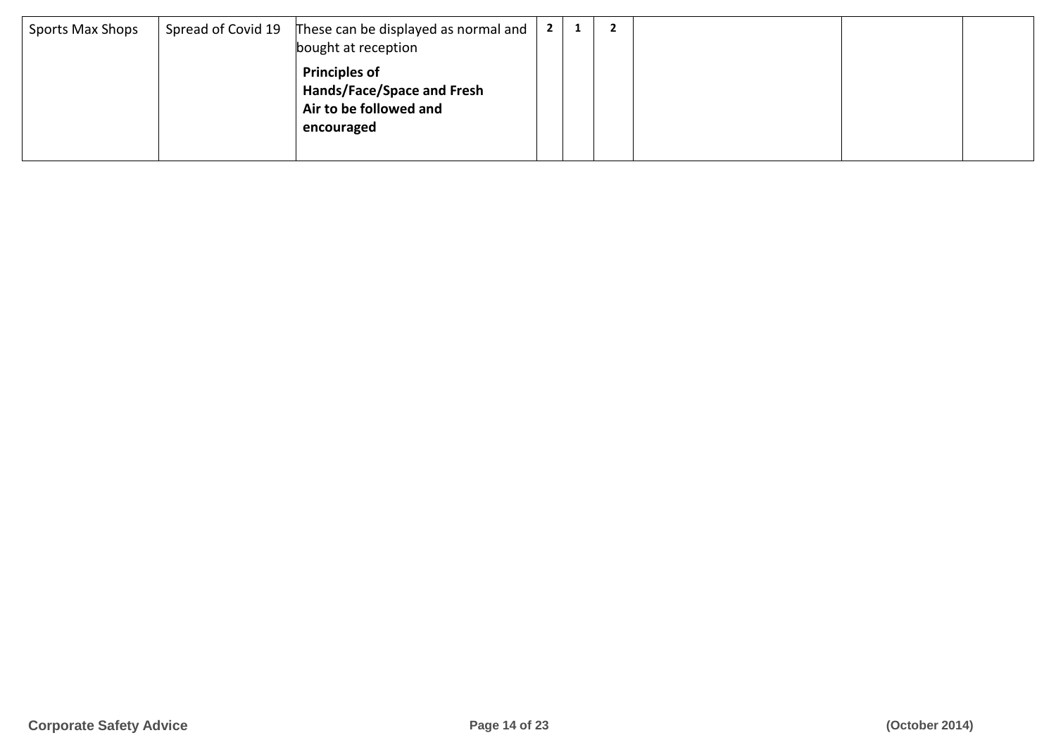| Sports Max Shops | Spread of Covid 19 | These can be displayed as normal and bought at reception<br>**Principles of Hands/Face/Space and Fresh Air to be followed and encouraged** | **2** | **1** | **2** | | | |
|---|---|---|---|---|---|---|---|---|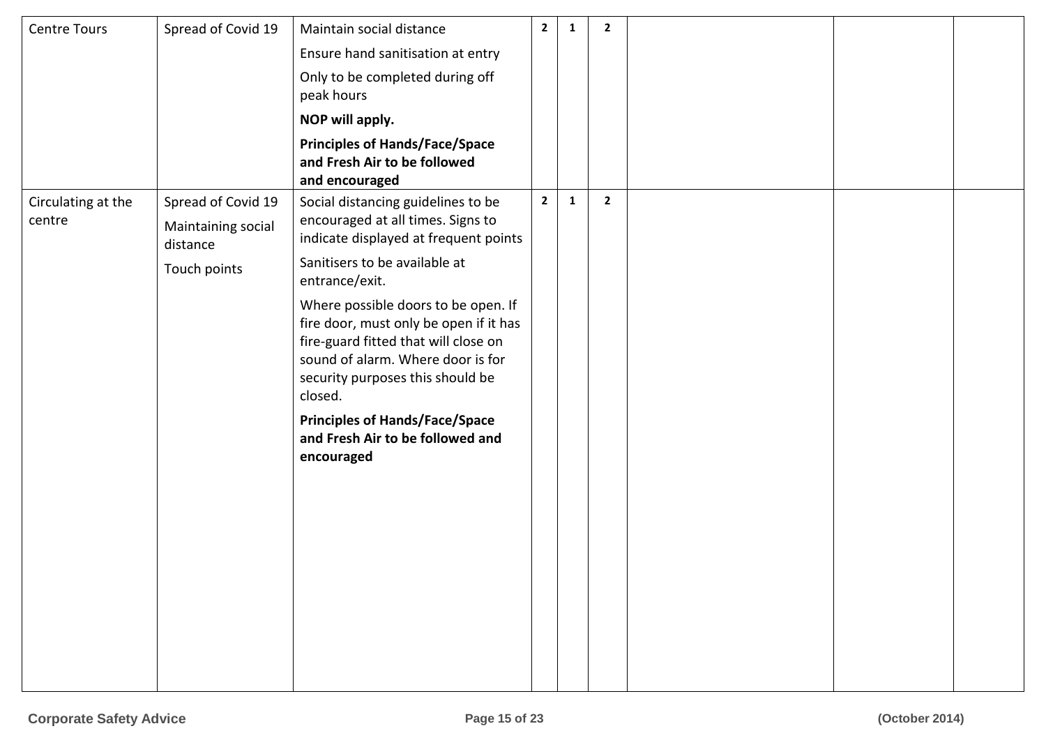| | | | | | | | | |
|---|---|---|---|---|---|---|---|---|
| Centre Tours | Spread of Covid 19 | Maintain social distance<br>Ensure hand sanitisation at entry<br>Only to be completed during off peak hours<br>**NOP will apply.**<br>**Principles of Hands/Face/Space and Fresh Air to be followed and encouraged** | **2** | **1** | **2** | | | |
| Circulating at the centre | Spread of Covid 19<br>Maintaining social distance<br>Touch points | Social distancing guidelines to be encouraged at all times. Signs to indicate displayed at frequent points<br>Sanitisers to be available at entrance/exit.<br>Where possible doors to be open. If fire door, must only be open if it has fire-guard fitted that will close on sound of alarm. Where door is for security purposes this should be closed.<br>**Principles of Hands/Face/Space and Fresh Air to be followed and encouraged** | **2** | **1** | **2** | | | |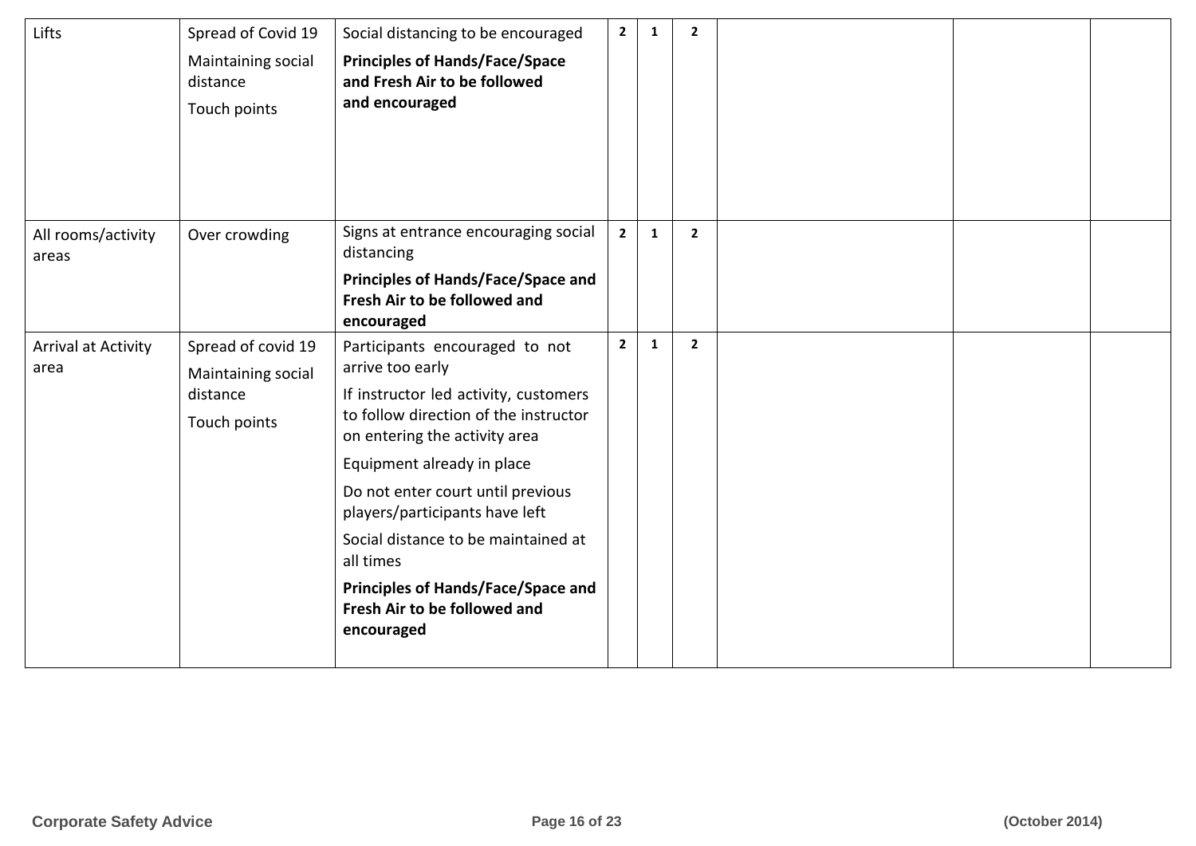| | | | | | | | | |
|---|---|---|---|---|---|---|---|---|
| Lifts | Spread of Covid 19<br>Maintaining social distance<br>Touch points | Social distancing to be encouraged<br>**Principles of Hands/Face/Space and Fresh Air to be followed and encouraged** | **2** | **1** | **2** | | | |
| All rooms/activity areas | Over crowding | Signs at entrance encouraging social distancing<br>**Principles of Hands/Face/Space and Fresh Air to be followed and encouraged** | **2** | **1** | **2** | | | |
| Arrival at Activity area | Spread of covid 19<br>Maintaining social distance<br>Touch points | Participants encouraged to not arrive too early<br>If instructor led activity, customers to follow direction of the instructor on entering the activity area<br>Equipment already in place<br>Do not enter court until previous players/participants have left<br>Social distance to be maintained at all times<br>**Principles of Hands/Face/Space and Fresh Air to be followed and encouraged** | **2** | **1** | **2** | | | |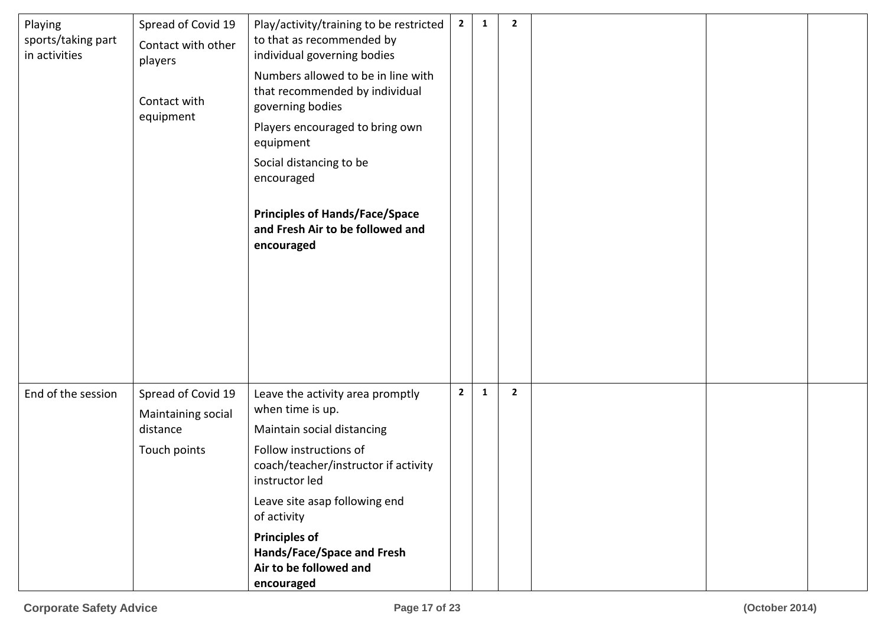| | | | | | | | | |
|---|---|---|---|---|---|---|---|---|
| Playing sports/taking part in activities | Spread of Covid 19<br>Contact with other players<br><br>Contact with equipment | Play/activity/training to be restricted to that as recommended by individual governing bodies<br>Numbers allowed to be in line with that recommended by individual governing bodies<br>Players encouraged to bring own equipment<br>Social distancing to be encouraged<br><br>**Principles of Hands/Face/Space and Fresh Air to be followed and encouraged** | 2 | 1 | 2 | | | |
| End of the session | Spread of Covid 19<br>Maintaining social distance<br>Touch points | Leave the activity area promptly when time is up.<br>Maintain social distancing<br>Follow instructions of coach/teacher/instructor if activity instructor led<br>Leave site asap following end of activity<br>**Principles of Hands/Face/Space and Fresh Air to be followed and encouraged** | 2 | 1 | 2 | | | |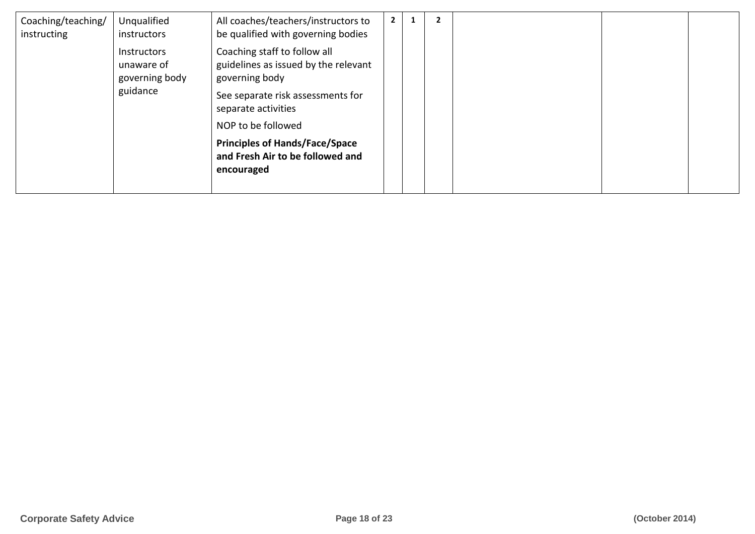| | | | | | | | | |
|---|---|---|---|---|---|---|---|---|
| Coaching/teaching/ instructing | Unqualified instructors<br><br>Instructors unaware of governing body guidance | All coaches/teachers/instructors to be qualified with governing bodies<br><br>Coaching staff to follow all guidelines as issued by the relevant governing body<br><br>See separate risk assessments for separate activities<br><br>NOP to be followed<br><br>**Principles of Hands/Face/Space and Fresh Air to be followed and encouraged** | **2** | **1** | **2** | | | |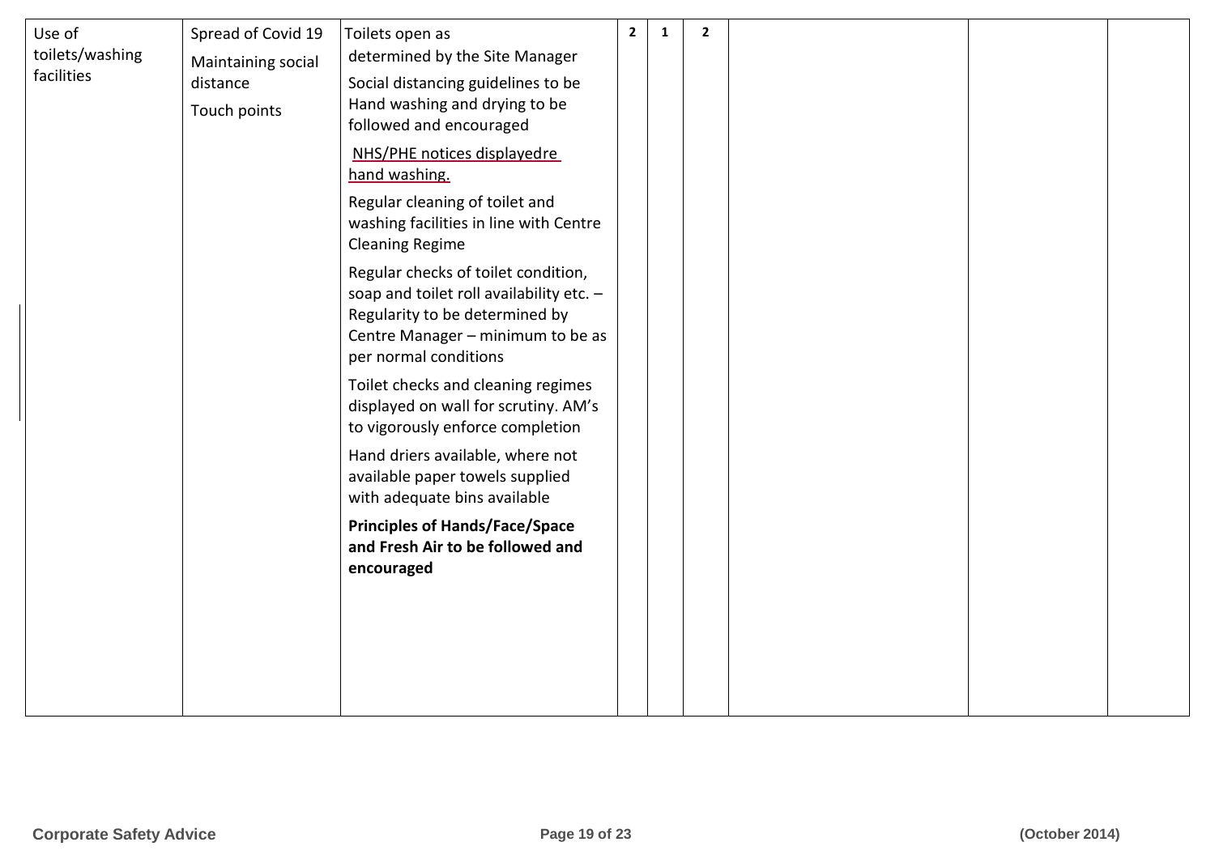| | | | | | | | | |
|---|---|---|---|---|---|---|---|---|
| Use of toilets/washing facilities | Spread of Covid 19<br>Maintaining social distance<br>Touch points | Toilets open as determined by the Site Manager<br>Social distancing guidelines to be Hand washing and drying to be followed and encouraged<br>NHS/PHE notices displayedre hand washing.<br>Regular cleaning of toilet and washing facilities in line with Centre Cleaning Regime<br>Regular checks of toilet condition, soap and toilet roll availability etc. – Regularity to be determined by Centre Manager – minimum to be as per normal conditions<br>Toilet checks and cleaning regimes displayed on wall for scrutiny. AM's to vigorously enforce completion<br>Hand driers available, where not available paper towels supplied with adequate bins available<br>**Principles of Hands/Face/Space and Fresh Air to be followed and encouraged** | 2 | 1 | 2 | | | |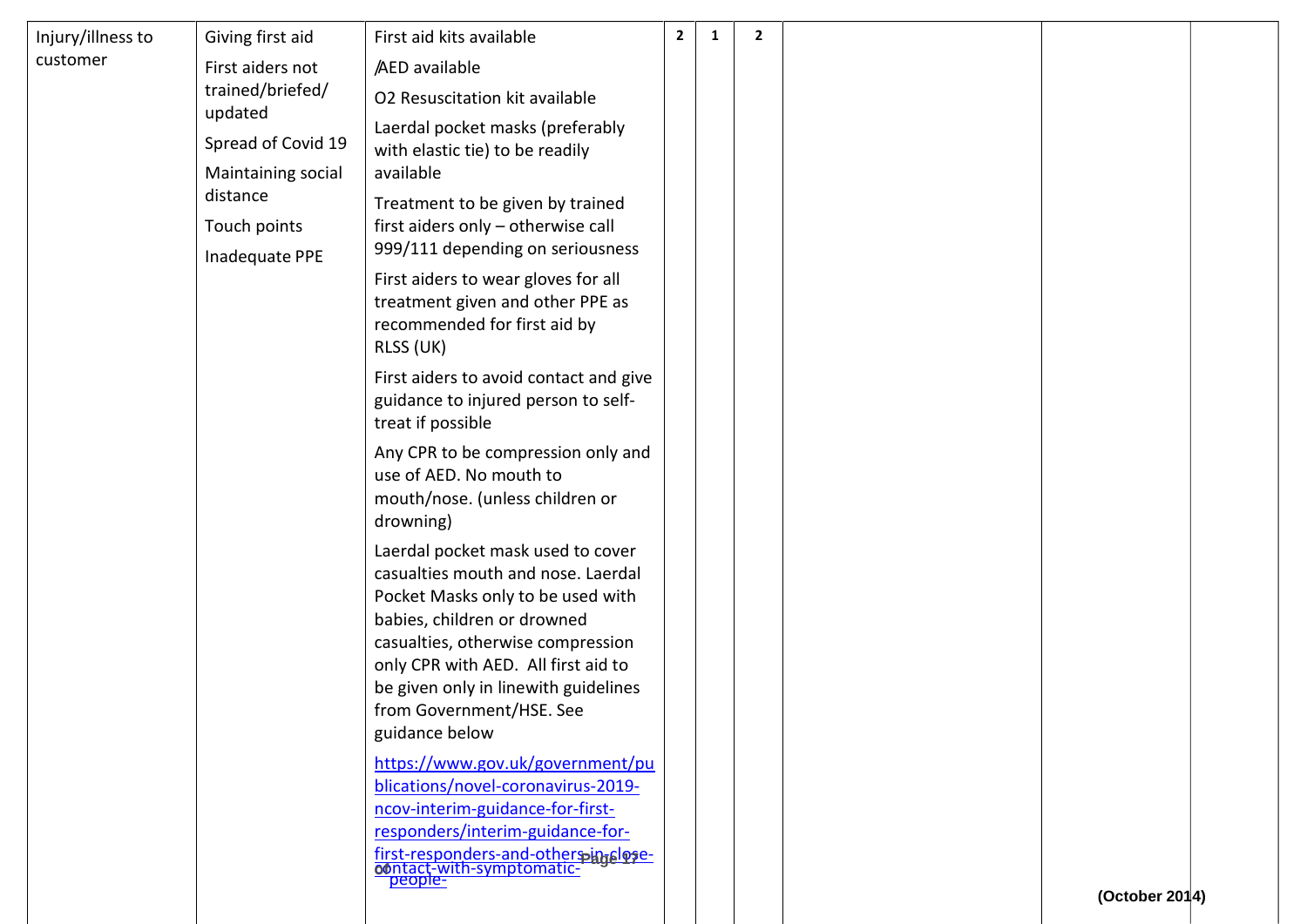| | | | | | | | | |
|---|---|---|---|---|---|---|---|---|
| Injury/illness to customer | Giving first aid<br>First aiders not trained/briefed/ updated<br>Spread of Covid 19<br>Maintaining social distance<br>Touch points<br>Inadequate PPE | First aid kits available<br>/AED available<br>O2 Resuscitation kit available<br>Laerdal pocket masks (preferably with elastic tie) to be readily available<br>Treatment to be given by trained first aiders only – otherwise call 999/111 depending on seriousness<br>First aiders to wear gloves for all treatment given and other PPE as recommended for first aid by RLSS (UK)<br>First aiders to avoid contact and give guidance to injured person to self-treat if possible<br>Any CPR to be compression only and use of AED. No mouth to mouth/nose. (unless children or drowning)<br>Laerdal pocket mask used to cover casualties mouth and nose. Laerdal Pocket Masks only to be used with babies, children or drowned casualties, otherwise compression only CPR with AED. All first aid to be given only in linewith guidelines from Government/HSE. See guidance below<br>https://www.gov.uk/government/publications/novel-coronavirus-2019-ncov-interim-guidance-for-first-responders/interim-guidance-for-first-responders-and-others-in-close-contact-with-symptomatic-people- | 2 | 1 | 2 | | | |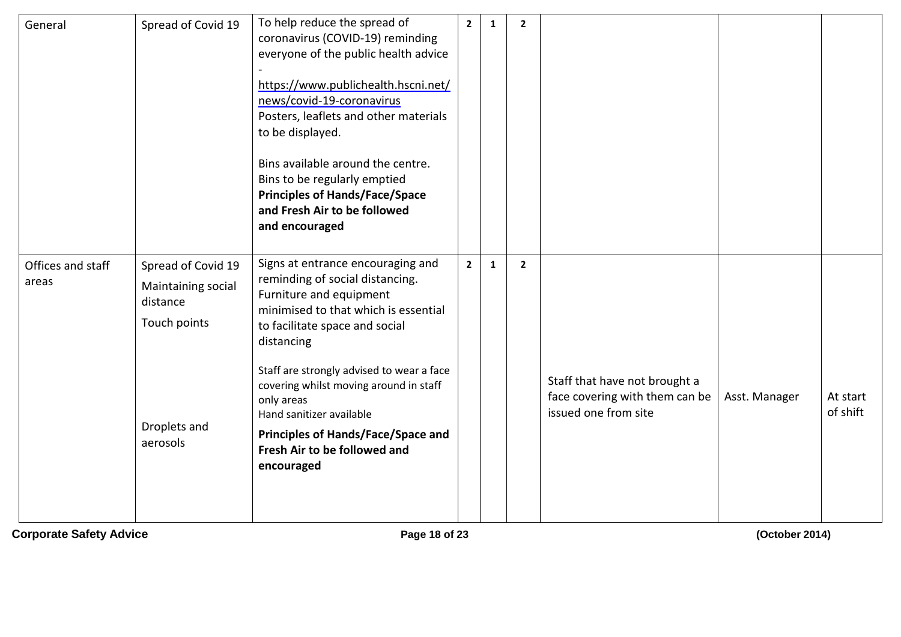| General | Spread of Covid 19 | To help reduce the spread of coronavirus (COVID-19) reminding everyone of the public health advice - https://www.publichealth.hscni.net/news/covid-19-coronavirus<br>Posters, leaflets and other materials to be displayed.<br><br>Bins available around the centre. Bins to be regularly emptied<br>**Principles of Hands/Face/Space and Fresh Air to be followed and encouraged** | 2 | 1 | 2 | | | |
|---|---|---|---|---|---|---|---|---|
| Offices and staff areas | Spread of Covid 19<br>Maintaining social distance<br>Touch points<br><br>Droplets and aerosols | Signs at entrance encouraging and reminding of social distancing. Furniture and equipment minimised to that which is essential to facilitate space and social distancing<br><br>Staff are strongly advised to wear a face covering whilst moving around in staff only areas<br>Hand sanitizer available<br>**Principles of Hands/Face/Space and Fresh Air to be followed and encouraged** | 2 | 1 | 2 | Staff that have not brought a face covering with them can be issued one from site | Asst. Manager | At start of shift |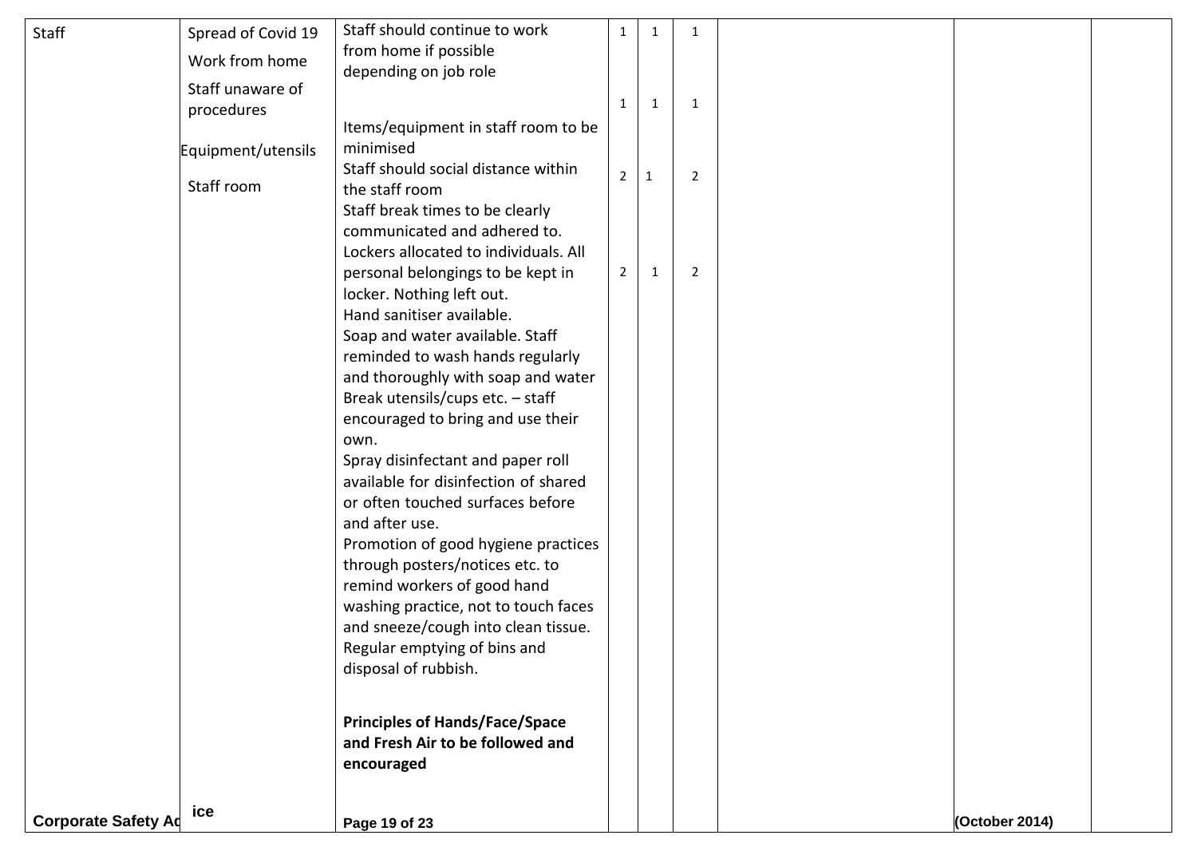| | | | | | | | | |
|---|---|---|---|---|---|---|---|---|
| Staff | Spread of Covid 19<br>Work from home<br>Staff unaware of procedures<br>Equipment/utensils<br>Staff room | Staff should continue to work from home if possible depending on job role<br>Items/equipment in staff room to be minimised<br>Staff should social distance within the staff room<br>Staff break times to be clearly communicated and adhered to.<br>Lockers allocated to individuals. All personal belongings to be kept in locker. Nothing left out.<br>Hand sanitiser available.<br>Soap and water available. Staff reminded to wash hands regularly and thoroughly with soap and water<br>Break utensils/cups etc. – staff encouraged to bring and use their own.<br>Spray disinfectant and paper roll available for disinfection of shared or often touched surfaces before and after use.<br>Promotion of good hygiene practices through posters/notices etc. to remind workers of good hand washing practice, not to touch faces and sneeze/cough into clean tissue.<br>Regular emptying of bins and disposal of rubbish.<br><br>**Principles of Hands/Face/Space and Fresh Air to be followed and encouraged** | 1<br>1<br>2<br>2 | 1<br>1<br>1<br>1 | 1<br>1<br>2<br>2 | | | |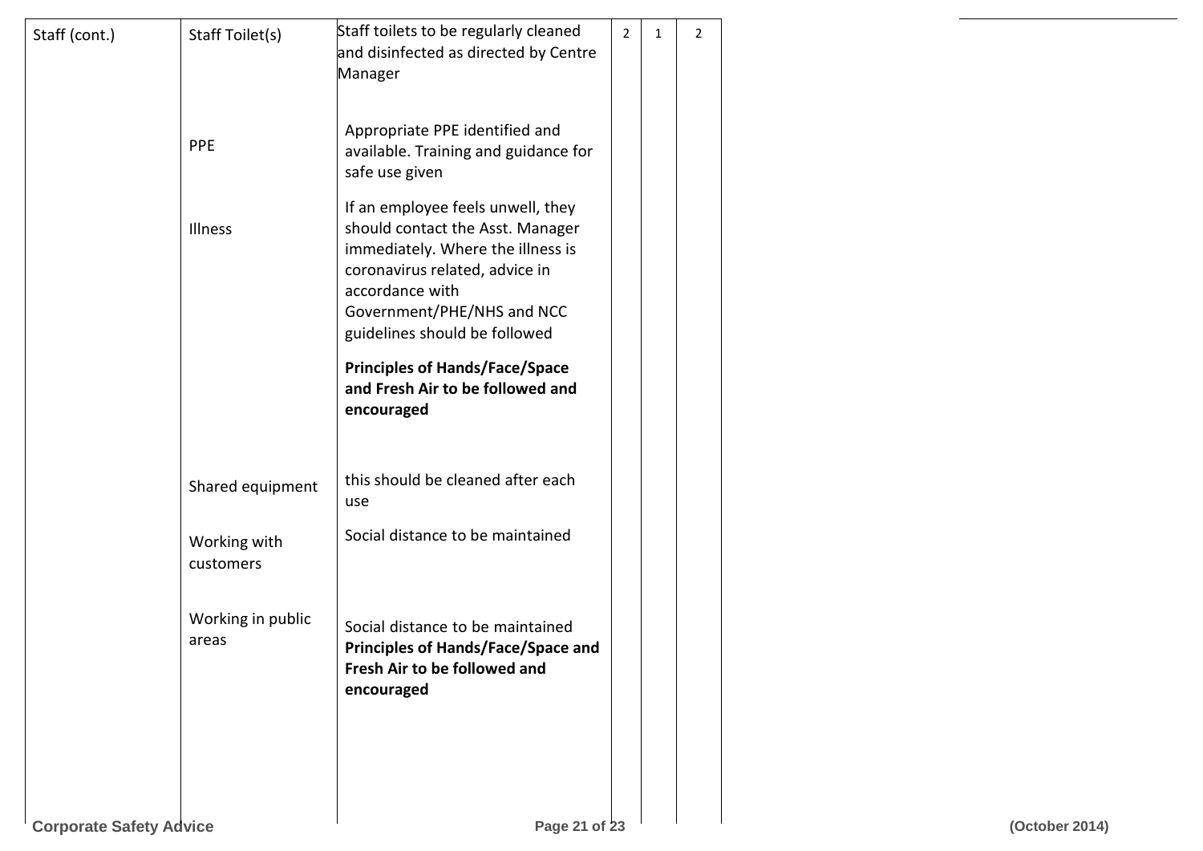| | | | | | |
|---|---|---|---|---|---|
| Staff (cont.) | Staff Toilet(s) | Staff toilets to be regularly cleaned and disinfected as directed by Centre Manager | 2 | 1 | 2 |
| | PPE | Appropriate PPE identified and available. Training and guidance for safe use given | | | |
| | Illness | If an employee feels unwell, they should contact the Asst. Manager immediately. Where the illness is coronavirus related, advice in accordance with Government/PHE/NHS and NCC guidelines should be followed<br><br>**Principles of Hands/Face/Space and Fresh Air to be followed and encouraged** | | | |
| | Shared equipment | this should be cleaned after each use | | | |
| | Working with customers | Social distance to be maintained | | | |
| | Working in public areas | Social distance to be maintained<br>**Principles of Hands/Face/Space and Fresh Air to be followed and encouraged** | | | |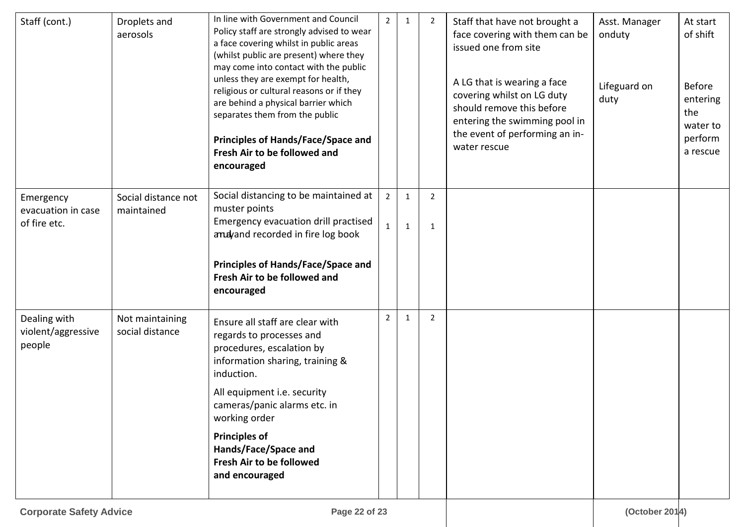| Staff (cont.) | Droplets and aerosols | In line with Government and Council Policy staff are strongly advised to wear a face covering whilst in public areas (whilst public are present) where they may come into contact with the public unless they are exempt for health, religious or cultural reasons or if they are behind a physical barrier which separates them from the public<br><br>**Principles of Hands/Face/Space and Fresh Air to be followed and encouraged** | 2 | 1 | 2 | Staff that have not brought a face covering with them can be issued one from site<br><br>A LG that is wearing a face covering whilst on LG duty should remove this before entering the swimming pool in the event of performing an in-water rescue | Asst. Manager onduty<br><br>Lifeguard on duty | At start of shift<br><br>Before entering the water to perform a rescue |
|---|---|---|---|---|---|---|---|---|
| Emergency evacuation in case of fire etc. | Social distance not maintained | Social distancing to be maintained at muster points<br>Emergency evacuation drill practised anuallyand recorded in fire log book<br><br>**Principles of Hands/Face/Space and Fresh Air to be followed and encouraged** | 2<br>1 | 1<br>1 | 2<br>1 | | | |
| Dealing with violent/aggressive people | Not maintaining social distance | Ensure all staff are clear with regards to processes and procedures, escalation by information sharing, training & induction.<br><br>All equipment i.e. security cameras/panic alarms etc. in working order<br><br>**Principles of Hands/Face/Space and Fresh Air to be followed and encouraged** | 2 | 1 | 2 | | | |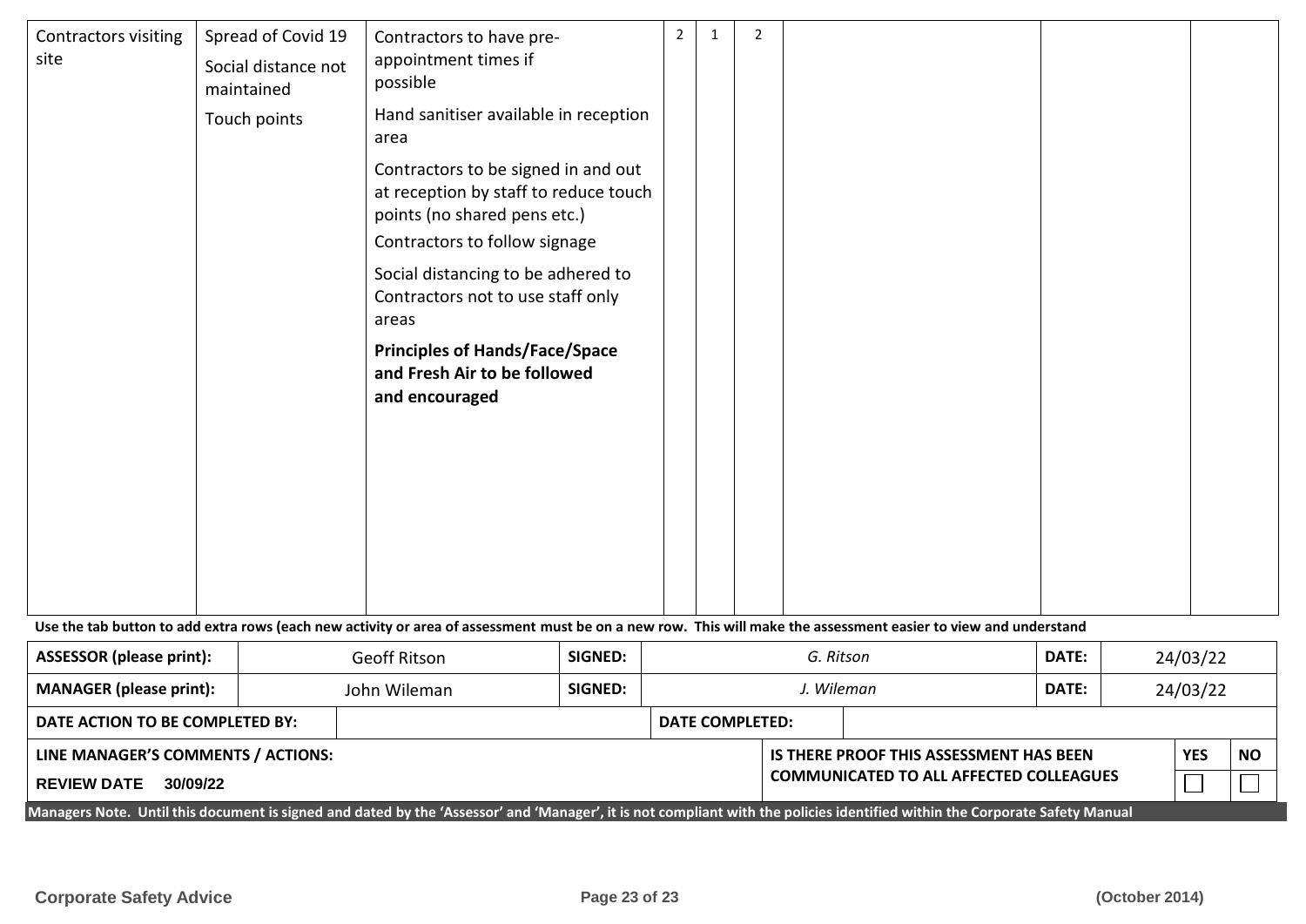| | | | | | | | | |
|---|---|---|---|---|---|---|---|---|
| Contractors visiting site | Spread of Covid 19<br><br>Social distance not maintained<br><br>Touch points | Contractors to have pre-appointment times if possible<br><br>Hand sanitiser available in reception area<br><br>Contractors to be signed in and out at reception by staff to reduce touch points (no shared pens etc.)<br><br>Contractors to follow signage<br><br>Social distancing to be adhered to<br><br>Contractors not to use staff only areas<br><br>**Principles of Hands/Face/Space and Fresh Air to be followed and encouraged** | 2 | 1 | 2 | | | |

**Use the tab button to add extra rows (each new activity or area of assessment must be on a new row. This will make the assessment easier to view and understand**

| | | | | | |
|---|---|---|---|---|---|
| **ASSESSOR (please print):** | Geoff Ritson | **SIGNED:** | *G. Ritson* | **DATE:** | 24/03/22 |
| **MANAGER (please print):** | John Wileman | **SIGNED:** | *J. Wileman* | **DATE:** | 24/03/22 |

| | | | |
|---|---|---|---|
| **DATE ACTION TO BE COMPLETED BY:** | | **DATE COMPLETED:** | |

| | | | |
|---|---|---|---|
| **LINE MANAGER'S COMMENTS / ACTIONS:**<br><br>**REVIEW DATE 30/09/22** | **IS THERE PROOF THIS ASSESSMENT HAS BEEN COMMUNICATED TO ALL AFFECTED COLLEAGUES** | **YES** ☐ | **NO** ☐ |

**Managers Note. Until this document is signed and dated by the 'Assessor' and 'Manager', it is not compliant with the policies identified within the Corporate Safety Manual**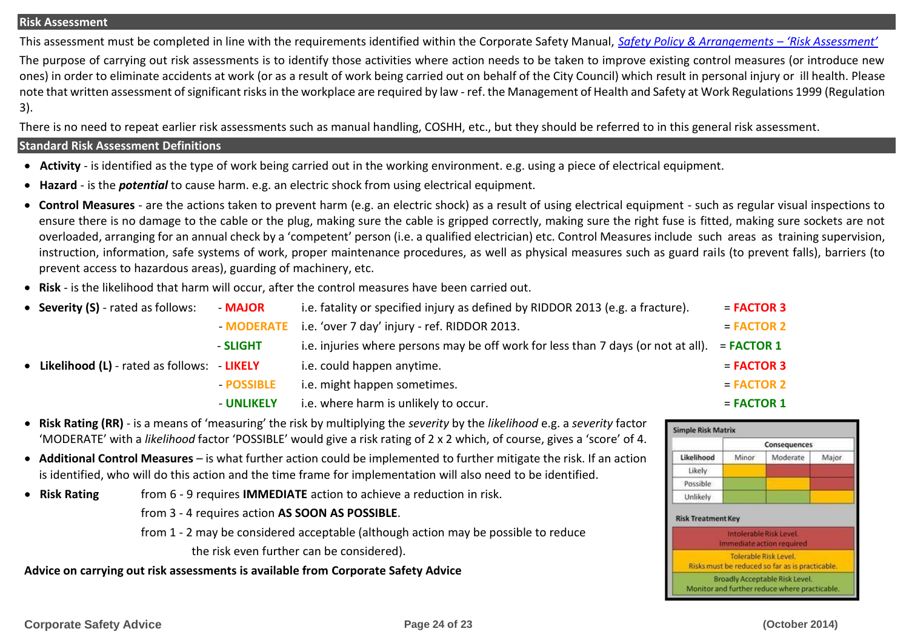## Risk Assessment

This assessment must be completed in line with the requirements identified within the Corporate Safety Manual, *Safety Policy & Arrangements – 'Risk Assessment'*

The purpose of carrying out risk assessments is to identify those activities where action needs to be taken to improve existing control measures (or introduce new ones) in order to eliminate accidents at work (or as a result of work being carried out on behalf of the City Council) which result in personal injury or ill health. Please note that written assessment of significant risks in the workplace are required by law - ref. the Management of Health and Safety at Work Regulations 1999 (Regulation 3).

There is no need to repeat earlier risk assessments such as manual handling, COSHH, etc., but they should be referred to in this general risk assessment.

## Standard Risk Assessment Definitions

- **Activity** - is identified as the type of work being carried out in the working environment. e.g. using a piece of electrical equipment.
- **Hazard** - is the ***potential*** to cause harm. e.g. an electric shock from using electrical equipment.
- **Control Measures** - are the actions taken to prevent harm (e.g. an electric shock) as a result of using electrical equipment - such as regular visual inspections to ensure there is no damage to the cable or the plug, making sure the cable is gripped correctly, making sure the right fuse is fitted, making sure sockets are not overloaded, arranging for an annual check by a 'competent' person (i.e. a qualified electrician) etc. Control Measures include such areas as training supervision, instruction, information, safe systems of work, proper maintenance procedures, as well as physical measures such as guard rails (to prevent falls), barriers (to prevent access to hazardous areas), guarding of machinery, etc.
- **Risk** - is the likelihood that harm will occur, after the control measures have been carried out.
- **Severity (S)** - rated as follows:
  - **MAJOR** i.e. fatality or specified injury as defined by RIDDOR 2013 (e.g. a fracture). = **FACTOR 3**
  - **MODERATE** i.e. 'over 7 day' injury - ref. RIDDOR 2013. = **FACTOR 2**
  - **SLIGHT** i.e. injuries where persons may be off work for less than 7 days (or not at all). = **FACTOR 1**
- **Likelihood (L)** - rated as follows:
  - **LIKELY** i.e. could happen anytime. = **FACTOR 3**
  - **POSSIBLE** i.e. might happen sometimes. = **FACTOR 2**
  - **UNLIKELY** i.e. where harm is unlikely to occur. = **FACTOR 1**
- **Risk Rating (RR)** - is a means of 'measuring' the risk by multiplying the *severity* by the *likelihood* e.g. a *severity* factor 'MODERATE' with a *likelihood* factor 'POSSIBLE' would give a risk rating of 2 x 2 which, of course, gives a 'score' of 4.
- **Additional Control Measures** – is what further action could be implemented to further mitigate the risk. If an action is identified, who will do this action and the time frame for implementation will also need to be identified.
- **Risk Rating** from 6 - 9 requires **IMMEDIATE** action to achieve a reduction in risk.
  from 3 - 4 requires action **AS SOON AS POSSIBLE**.
  from 1 - 2 may be considered acceptable (although action may be possible to reduce the risk even further can be considered).

**Advice on carrying out risk assessments is available from Corporate Safety Advice**

**Simple Risk Matrix**

| | Consequences | | |
|---|---|---|---|
| **Likelihood** | Minor | Moderate | Major |
| Likely | | | |
| Possible | | | |
| Unlikely | | | |

**Risk Treatment Key**

- Intolerable Risk Level. Immediate action required
- Tolerable Risk Level. Risks must be reduced so far as is practicable.
- Broadly Acceptable Risk Level. Monitor and further reduce where practicable.